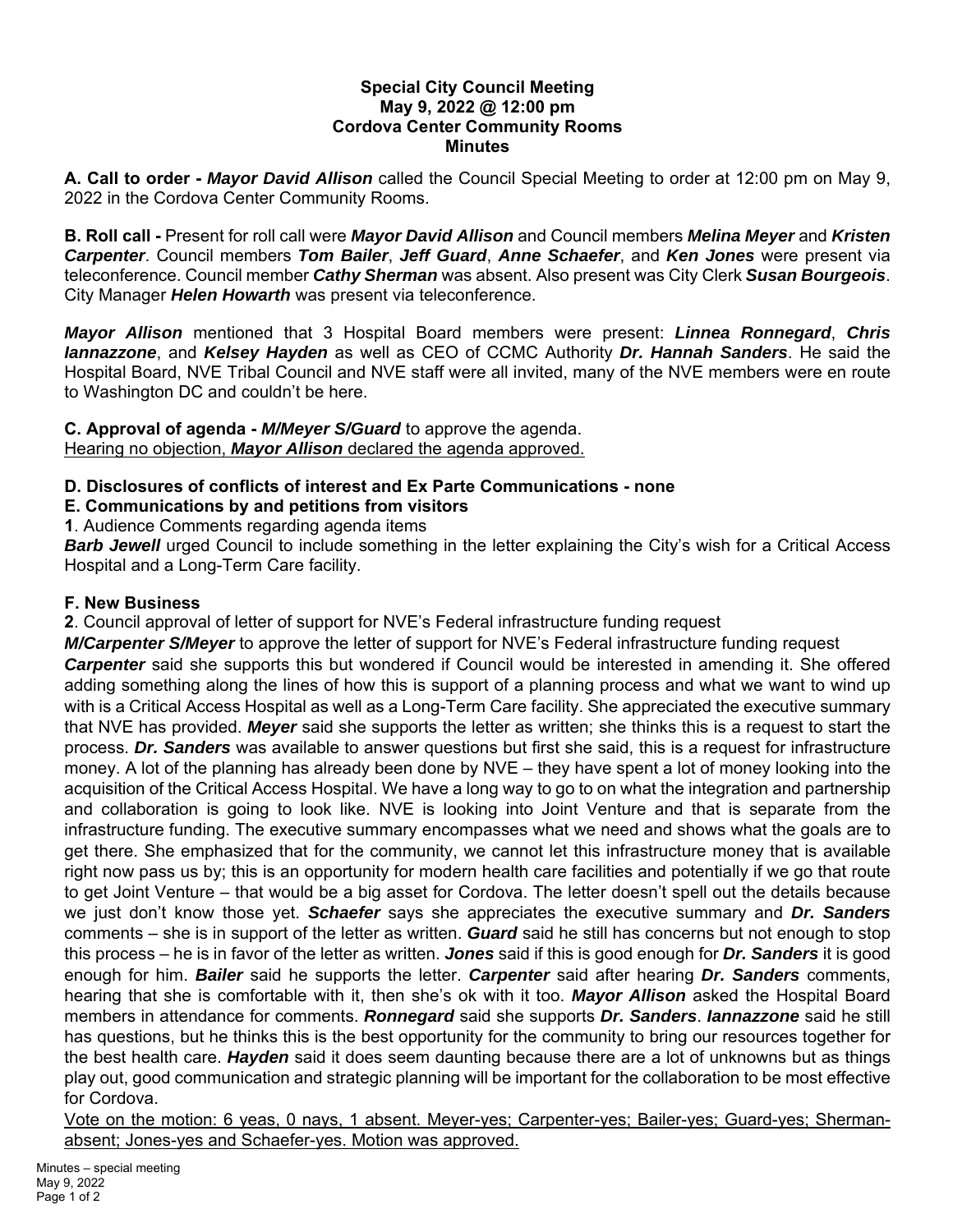**Special City Council Meeting**
**May 9, 2022 @ 12:00 pm**
**Cordova Center Community Rooms**
**Minutes**

**A. Call to order -** ***Mayor David Allison*** called the Council Special Meeting to order at 12:00 pm on May 9, 2022 in the Cordova Center Community Rooms.

**B. Roll call -** Present for roll call were ***Mayor David Allison*** and Council members ***Melina Meyer*** and ***Kristen Carpenter***. Council members ***Tom Bailer***, ***Jeff Guard***, ***Anne Schaefer***, and ***Ken Jones*** were present via teleconference. Council member ***Cathy Sherman*** was absent. Also present was City Clerk ***Susan Bourgeois***. City Manager ***Helen Howarth*** was present via teleconference.

***Mayor Allison*** mentioned that 3 Hospital Board members were present: ***Linnea Ronnegard***, ***Chris Iannazzone***, and ***Kelsey Hayden*** as well as CEO of CCMC Authority ***Dr. Hannah Sanders***. He said the Hospital Board, NVE Tribal Council and NVE staff were all invited, many of the NVE members were en route to Washington DC and couldn't be here.

**C. Approval of agenda -** ***M/Meyer S/Guard*** to approve the agenda.
Hearing no objection, ***Mayor Allison*** declared the agenda approved.

**D. Disclosures of conflicts of interest and Ex Parte Communications - none**

**E. Communications by and petitions from visitors**

**1**. Audience Comments regarding agenda items

***Barb Jewell*** urged Council to include something in the letter explaining the City's wish for a Critical Access Hospital and a Long-Term Care facility.

**F. New Business**

**2**. Council approval of letter of support for NVE's Federal infrastructure funding request

***M/Carpenter S/Meyer*** to approve the letter of support for NVE's Federal infrastructure funding request

***Carpenter*** said she supports this but wondered if Council would be interested in amending it. She offered adding something along the lines of how this is support of a planning process and what we want to wind up with is a Critical Access Hospital as well as a Long-Term Care facility. She appreciated the executive summary that NVE has provided. ***Meyer*** said she supports the letter as written; she thinks this is a request to start the process. ***Dr. Sanders*** was available to answer questions but first she said, this is a request for infrastructure money. A lot of the planning has already been done by NVE – they have spent a lot of money looking into the acquisition of the Critical Access Hospital. We have a long way to go to on what the integration and partnership and collaboration is going to look like. NVE is looking into Joint Venture and that is separate from the infrastructure funding. The executive summary encompasses what we need and shows what the goals are to get there. She emphasized that for the community, we cannot let this infrastructure money that is available right now pass us by; this is an opportunity for modern health care facilities and potentially if we go that route to get Joint Venture – that would be a big asset for Cordova. The letter doesn't spell out the details because we just don't know those yet. ***Schaefer*** says she appreciates the executive summary and ***Dr. Sanders*** comments – she is in support of the letter as written. ***Guard*** said he still has concerns but not enough to stop this process – he is in favor of the letter as written. ***Jones*** said if this is good enough for ***Dr. Sanders*** it is good enough for him. ***Bailer*** said he supports the letter. ***Carpenter*** said after hearing ***Dr. Sanders*** comments, hearing that she is comfortable with it, then she's ok with it too. ***Mayor Allison*** asked the Hospital Board members in attendance for comments. ***Ronnegard*** said she supports ***Dr. Sanders***. ***Iannazzone*** said he still has questions, but he thinks this is the best opportunity for the community to bring our resources together for the best health care. ***Hayden*** said it does seem daunting because there are a lot of unknowns but as things play out, good communication and strategic planning will be important for the collaboration to be most effective for Cordova.

Vote on the motion: 6 yeas, 0 nays, 1 absent. Meyer-yes; Carpenter-yes; Bailer-yes; Guard-yes; Sherman-absent; Jones-yes and Schaefer-yes. Motion was approved.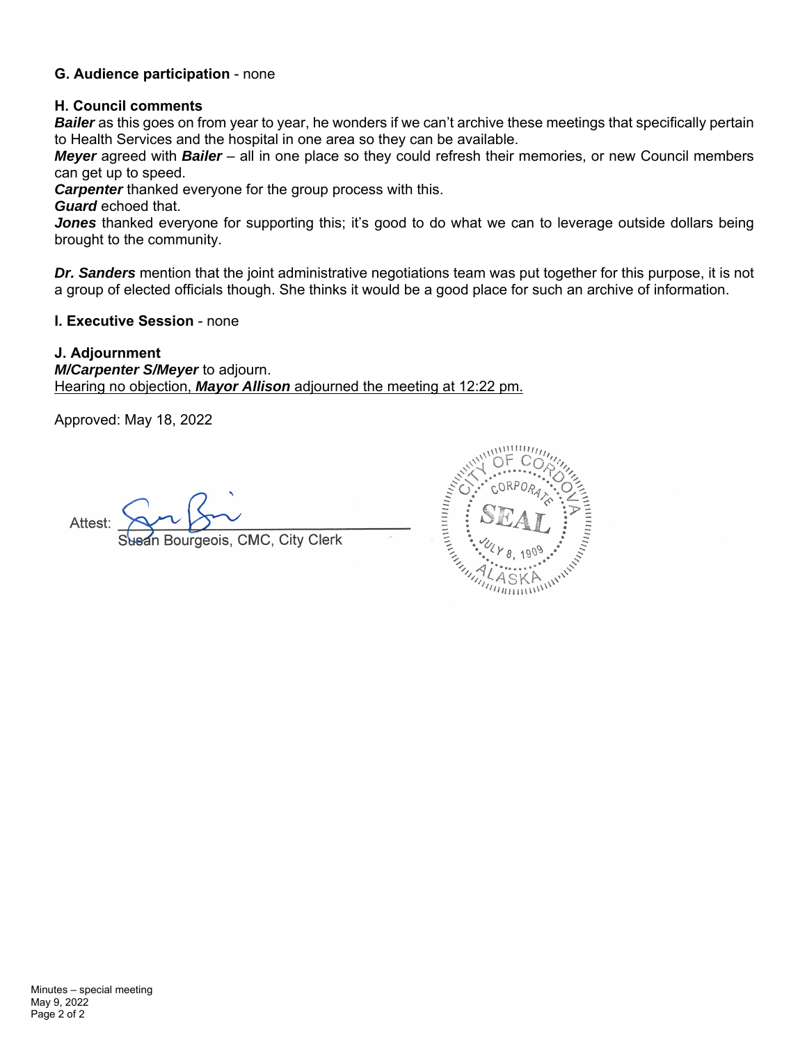**G. Audience participation** - none

**H. Council comments**

***Bailer*** as this goes on from year to year, he wonders if we can't archive these meetings that specifically pertain to Health Services and the hospital in one area so they can be available.
***Meyer*** agreed with ***Bailer*** – all in one place so they could refresh their memories, or new Council members can get up to speed.
***Carpenter*** thanked everyone for the group process with this.
***Guard*** echoed that.
***Jones*** thanked everyone for supporting this; it's good to do what we can to leverage outside dollars being brought to the community.

***Dr. Sanders*** mention that the joint administrative negotiations team was put together for this purpose, it is not a group of elected officials though. She thinks it would be a good place for such an archive of information.

**I. Executive Session** - none

**J. Adjournment**

***M/Carpenter S/Meyer*** to adjourn.
<u>Hearing no objection, ***Mayor Allison*** adjourned the meeting at 12:22 pm.</u>

Approved: May 18, 2022

Attest: ______________________________
Susan Bourgeois, CMC, City Clerk

CITY OF CORDOVA CORPORATE SEAL JULY 8, 1909 ALASKA